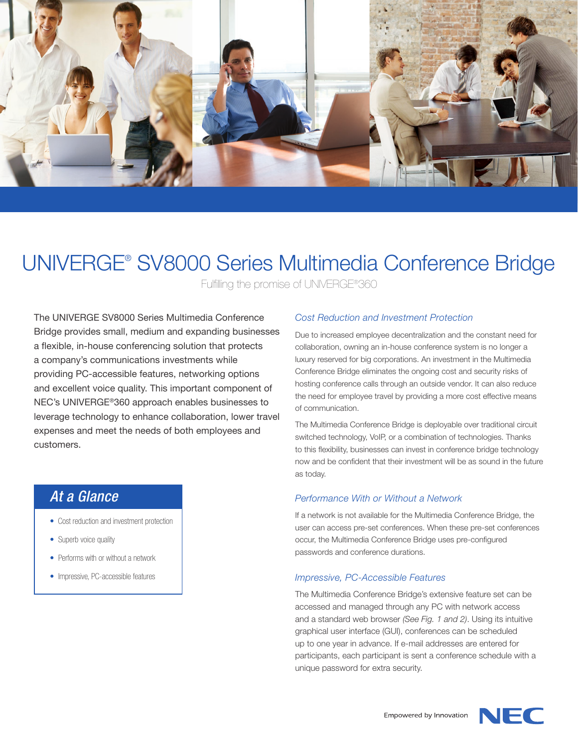# UNIVERGE® SV8000 Series Multimedia Conference Bridge

Fulfilling the promise of UNIVERGE®360

The UNIVERGE SV8000 Series Multimedia Conference Bridge provides small, medium and expanding businesses a flexible, in-house conferencing solution that protects a company's communications investments while providing PC-accessible features, networking options and excellent voice quality. This important component of NEC's UNIVERGE®360 approach enables businesses to leverage technology to enhance collaboration, lower travel expenses and meet the needs of both employees and customers.

## At a Glance

- Cost reduction and investment protection
- Superb voice quality
- Performs with or without a network
- Impressive, PC-accessible features

### *Cost Reduction and Investment Protection*

Due to increased employee decentralization and the constant need for collaboration, owning an in-house conference system is no longer a luxury reserved for big corporations. An investment in the Multimedia Conference Bridge eliminates the ongoing cost and security risks of hosting conference calls through an outside vendor. It can also reduce the need for employee travel by providing a more cost effective means of communication.

The Multimedia Conference Bridge is deployable over traditional circuit switched technology, VoIP, or a combination of technologies. Thanks to this flexibility, businesses can invest in conference bridge technology now and be confident that their investment will be as sound in the future as today.

### *Performance With or Without a Network*

If a network is not available for the Multimedia Conference Bridge, the user can access pre-set conferences. When these pre-set conferences occur, the Multimedia Conference Bridge uses pre-configured passwords and conference durations.

### *Impressive, PC-Accessible Features*

The Multimedia Conference Bridge's extensive feature set can be accessed and managed through any PC with network access and a standard web browser *(See Fig. 1 and 2)*. Using its intuitive graphical user interface (GUI), conferences can be scheduled up to one year in advance. If e-mail addresses are entered for participants, each participant is sent a conference schedule with a unique password for extra security.

Empowered by Innovation NEC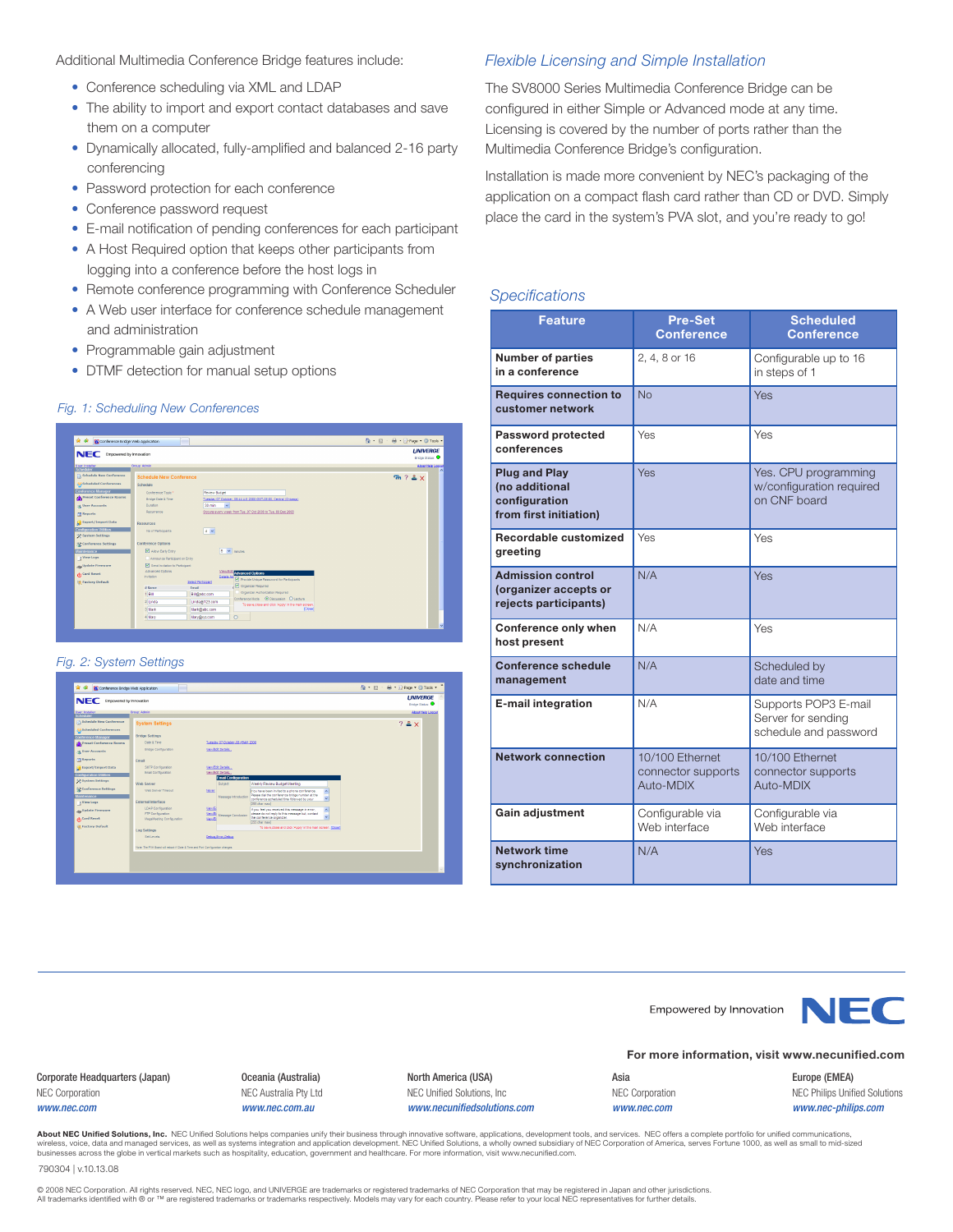Additional Multimedia Conference Bridge features include:

- Conference scheduling via XML and LDAP
- The ability to import and export contact databases and save them on a computer
- Dynamically allocated, fully-amplified and balanced 2-16 party conferencing
- Password protection for each conference
- Conference password request
- E-mail notification of pending conferences for each participant
- A Host Required option that keeps other participants from logging into a conference before the host logs in
- Remote conference programming with Conference Scheduler
- A Web user interface for conference schedule management and administration
- Programmable gain adjustment
- DTMF detection for manual setup options

*Fig. 1: Scheduling New Conferences*

*Fig. 2: System Settings*

## *Flexible Licensing and Simple Installation*

The SV8000 Series Multimedia Conference Bridge can be configured in either Simple or Advanced mode at any time. Licensing is covered by the number of ports rather than the Multimedia Conference Bridge's configuration.

Installation is made more convenient by NEC's packaging of the application on a compact flash card rather than CD or DVD. Simply place the card in the system's PVA slot, and you're ready to go!

## *Specifications*

| Feature | Pre-Set Conference | Scheduled Conference |
|---|---|---|
| **Number of parties in a conference** | 2, 4, 8 or 16 | Configurable up to 16 in steps of 1 |
| **Requires connection to customer network** | No | Yes |
| **Password protected conferences** | Yes | Yes |
| **Plug and Play (no additional configuration from first initiation)** | Yes | Yes. CPU programming w/configuration required on CNF board |
| **Recordable customized greeting** | Yes | Yes |
| **Admission control (organizer accepts or rejects participants)** | N/A | Yes |
| **Conference only when host present** | N/A | Yes |
| **Conference schedule management** | N/A | Scheduled by date and time |
| **E-mail integration** | N/A | Supports POP3 E-mail Server for sending schedule and password |
| **Network connection** | 10/100 Ethernet connector supports Auto-MDIX | 10/100 Ethernet connector supports Auto-MDIX |
| **Gain adjustment** | Configurable via Web interface | Configurable via Web interface |
| **Network time synchronization** | N/A | Yes |

Empowered by Innovation NEC

**For more information, visit www.necunified.com**

**Corporate Headquarters (Japan)**
NEC Corporation
*www.nec.com*

**Oceania (Australia)**
NEC Australia Pty Ltd
*www.nec.com.au*

**North America (USA)**
NEC Unified Solutions, Inc
*www.necunifiedsolutions.com*

**Asia**
NEC Corporation
*www.nec.com*

**Europe (EMEA)**
NEC Philips Unified Solutions
*www.nec-philips.com*

**About NEC Unified Solutions, Inc.** NEC Unified Solutions helps companies unify their business through innovative software, applications, development tools, and services. NEC offers a complete portfolio for unified communications, wireless, voice, data and managed services, as well as systems integration and application development. NEC Unified Solutions, a wholly owned subsidiary of NEC Corporation of America, serves Fortune 1000, as well as small to mid-sized businesses across the globe in vertical markets such as hospitality, education, government and healthcare. For more information, visit www.necunified.com.

790304 | v.10.13.08

© 2008 NEC Corporation. All rights reserved. NEC, NEC logo, and UNIVERGE are trademarks or registered trademarks of NEC Corporation that may be registered in Japan and other jurisdictions. All trademarks identified with ® or ™ are registered trademarks or trademarks respectively. Models may vary for each country. Please refer to your local NEC representatives for further details.